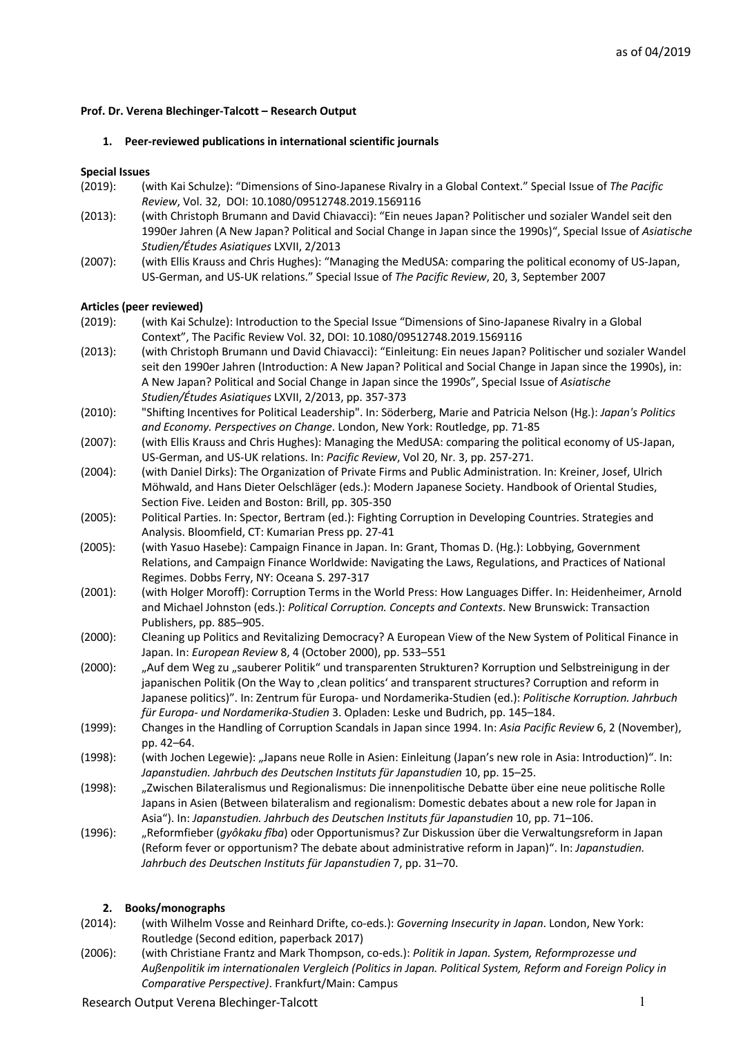as of 04/2019

**Prof. Dr. Verena Blechinger-Talcott – Research Output**

## 1. Peer-reviewed publications in international scientific journals

### Special Issues

(2019): (with Kai Schulze): "Dimensions of Sino-Japanese Rivalry in a Global Context." Special Issue of *The Pacific Review*, Vol. 32, DOI: 10.1080/09512748.2019.1569116

(2013): (with Christoph Brumann and David Chiavacci): "Ein neues Japan? Politischer und sozialer Wandel seit den 1990er Jahren (A New Japan? Political and Social Change in Japan since the 1990s)", Special Issue of *Asiatische Studien/Études Asiatiques* LXVII, 2/2013

(2007): (with Ellis Krauss and Chris Hughes): "Managing the MedUSA: comparing the political economy of US-Japan, US-German, and US-UK relations." Special Issue of *The Pacific Review*, 20, 3, September 2007

### Articles (peer reviewed)

(2019): (with Kai Schulze): Introduction to the Special Issue "Dimensions of Sino-Japanese Rivalry in a Global Context", The Pacific Review Vol. 32, DOI: 10.1080/09512748.2019.1569116

(2013): (with Christoph Brumann und David Chiavacci): "Einleitung: Ein neues Japan? Politischer und sozialer Wandel seit den 1990er Jahren (Introduction: A New Japan? Political and Social Change in Japan since the 1990s), in: A New Japan? Political and Social Change in Japan since the 1990s", Special Issue of *Asiatische Studien/Études Asiatiques* LXVII, 2/2013, pp. 357-373

(2010): "Shifting Incentives for Political Leadership". In: Söderberg, Marie and Patricia Nelson (Hg.): *Japan's Politics and Economy. Perspectives on Change*. London, New York: Routledge, pp. 71-85

(2007): (with Ellis Krauss and Chris Hughes): Managing the MedUSA: comparing the political economy of US-Japan, US-German, and US-UK relations. In: *Pacific Review*, Vol 20, Nr. 3, pp. 257-271.

(2004): (with Daniel Dirks): The Organization of Private Firms and Public Administration. In: Kreiner, Josef, Ulrich Möhwald, and Hans Dieter Oelschläger (eds.): Modern Japanese Society. Handbook of Oriental Studies, Section Five. Leiden and Boston: Brill, pp. 305-350

(2005): Political Parties. In: Spector, Bertram (ed.): Fighting Corruption in Developing Countries. Strategies and Analysis. Bloomfield, CT: Kumarian Press pp. 27-41

(2005): (with Yasuo Hasebe): Campaign Finance in Japan. In: Grant, Thomas D. (Hg.): Lobbying, Government Relations, and Campaign Finance Worldwide: Navigating the Laws, Regulations, and Practices of National Regimes. Dobbs Ferry, NY: Oceana S. 297-317

(2001): (with Holger Moroff): Corruption Terms in the World Press: How Languages Differ. In: Heidenheimer, Arnold and Michael Johnston (eds.): *Political Corruption. Concepts and Contexts*. New Brunswick: Transaction Publishers, pp. 885–905.

(2000): Cleaning up Politics and Revitalizing Democracy? A European View of the New System of Political Finance in Japan. In: *European Review* 8, 4 (October 2000), pp. 533–551

(2000): „Auf dem Weg zu „sauberer Politik" und transparenten Strukturen? Korruption und Selbstreinigung in der japanischen Politik (On the Way to ‚clean politics' and transparent structures? Corruption and reform in Japanese politics)". In: Zentrum für Europa- und Nordamerika-Studien (ed.): *Politische Korruption. Jahrbuch für Europa- und Nordamerika-Studien* 3. Opladen: Leske und Budrich, pp. 145–184.

(1999): Changes in the Handling of Corruption Scandals in Japan since 1994. In: *Asia Pacific Review* 6, 2 (November), pp. 42–64.

(1998): (with Jochen Legewie): „Japans neue Rolle in Asien: Einleitung (Japan's new role in Asia: Introduction)". In: *Japanstudien. Jahrbuch des Deutschen Instituts für Japanstudien* 10, pp. 15–25.

(1998): „Zwischen Bilateralismus und Regionalismus: Die innenpolitische Debatte über eine neue politische Rolle Japans in Asien (Between bilateralism and regionalism: Domestic debates about a new role for Japan in Asia"). In: *Japanstudien. Jahrbuch des Deutschen Instituts für Japanstudien* 10, pp. 71–106.

(1996): „Reformfieber (*gyôkaku fîba*) oder Opportunismus? Zur Diskussion über die Verwaltungsreform in Japan (Reform fever or opportunism? The debate about administrative reform in Japan)". In: *Japanstudien. Jahrbuch des Deutschen Instituts für Japanstudien* 7, pp. 31–70.

## 2. Books/monographs

(2014): (with Wilhelm Vosse and Reinhard Drifte, co-eds.): *Governing Insecurity in Japan*. London, New York: Routledge (Second edition, paperback 2017)

(2006): (with Christiane Frantz and Mark Thompson, co-eds.): *Politik in Japan. System, Reformprozesse und Außenpolitik im internationalen Vergleich (Politics in Japan. Political System, Reform and Foreign Policy in Comparative Perspective)*. Frankfurt/Main: Campus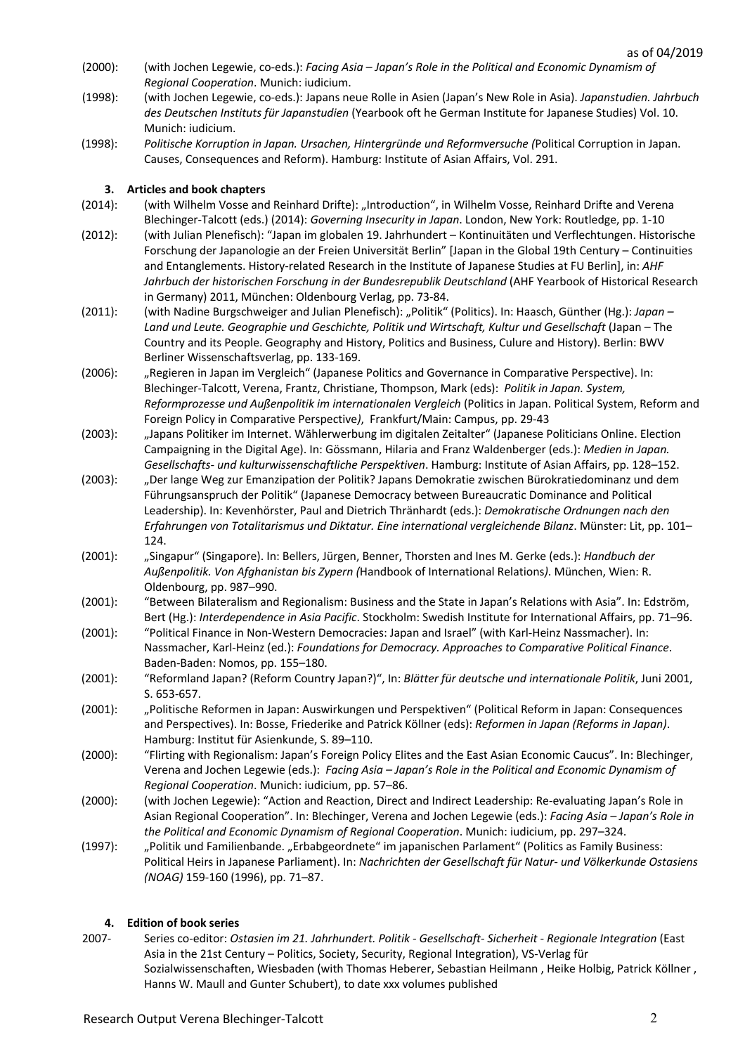(2000): (with Jochen Legewie, co-eds.): *Facing Asia – Japan's Role in the Political and Economic Dynamism of Regional Cooperation*. Munich: iudicium.

(1998): (with Jochen Legewie, co-eds.): Japans neue Rolle in Asien (Japan's New Role in Asia). *Japanstudien. Jahrbuch des Deutschen Instituts für Japanstudien* (Yearbook oft he German Institute for Japanese Studies) Vol. 10. Munich: iudicium.

(1998): *Politische Korruption in Japan. Ursachen, Hintergründe und Reformversuche (*Political Corruption in Japan. Causes, Consequences and Reform). Hamburg: Institute of Asian Affairs, Vol. 291.

### 3. Articles and book chapters

(2014): (with Wilhelm Vosse and Reinhard Drifte): „Introduction", in Wilhelm Vosse, Reinhard Drifte and Verena Blechinger-Talcott (eds.) (2014): *Governing Insecurity in Japan*. London, New York: Routledge, pp. 1-10

(2012): (with Julian Plenefisch): "Japan im globalen 19. Jahrhundert – Kontinuitäten und Verflechtungen. Historische Forschung der Japanologie an der Freien Universität Berlin" [Japan in the Global 19th Century – Continuities and Entanglements. History-related Research in the Institute of Japanese Studies at FU Berlin], in: *AHF Jahrbuch der historischen Forschung in der Bundesrepublik Deutschland* (AHF Yearbook of Historical Research in Germany) 2011, München: Oldenbourg Verlag, pp. 73-84.

(2011): (with Nadine Burgschweiger and Julian Plenefisch): „Politik" (Politics). In: Haasch, Günther (Hg.): *Japan – Land und Leute. Geographie und Geschichte, Politik und Wirtschaft, Kultur und Gesellschaft* (Japan – The Country and its People. Geography and History, Politics and Business, Culure and History). Berlin: BWV Berliner Wissenschaftsverlag, pp. 133-169.

(2006): „Regieren in Japan im Vergleich" (Japanese Politics and Governance in Comparative Perspective). In: Blechinger-Talcott, Verena, Frantz, Christiane, Thompson, Mark (eds): *Politik in Japan. System, Reformprozesse und Außenpolitik im internationalen Vergleich* (Politics in Japan. Political System, Reform and Foreign Policy in Comparative Perspective*)*, Frankfurt/Main: Campus, pp. 29-43

(2003): „Japans Politiker im Internet. Wählerwerbung im digitalen Zeitalter" (Japanese Politicians Online. Election Campaigning in the Digital Age). In: Gössmann, Hilaria and Franz Waldenberger (eds.): *Medien in Japan. Gesellschafts- und kulturwissenschaftliche Perspektiven*. Hamburg: Institute of Asian Affairs, pp. 128–152.

(2003): „Der lange Weg zur Emanzipation der Politik? Japans Demokratie zwischen Bürokratiedominanz und dem Führungsanspruch der Politik" (Japanese Democracy between Bureaucratic Dominance and Political Leadership). In: Kevenhörster, Paul and Dietrich Thränhardt (eds.): *Demokratische Ordnungen nach den Erfahrungen von Totalitarismus und Diktatur. Eine international vergleichende Bilanz*. Münster: Lit, pp. 101–124.

(2001): „Singapur" (Singapore). In: Bellers, Jürgen, Benner, Thorsten and Ines M. Gerke (eds.): *Handbuch der Außenpolitik. Von Afghanistan bis Zypern (*Handbook of International Relations*)*. München, Wien: R. Oldenbourg, pp. 987–990.

(2001): "Between Bilateralism and Regionalism: Business and the State in Japan's Relations with Asia". In: Edström, Bert (Hg.): *Interdependence in Asia Pacific*. Stockholm: Swedish Institute for International Affairs, pp. 71–96.

(2001): "Political Finance in Non-Western Democracies: Japan and Israel" (with Karl-Heinz Nassmacher). In: Nassmacher, Karl-Heinz (ed.): *Foundations for Democracy. Approaches to Comparative Political Finance*. Baden-Baden: Nomos, pp. 155–180.

(2001): "Reformland Japan? (Reform Country Japan?)", In: *Blätter für deutsche und internationale Politik*, Juni 2001, S. 653-657.

(2001): „Politische Reformen in Japan: Auswirkungen und Perspektiven" (Political Reform in Japan: Consequences and Perspectives). In: Bosse, Friederike and Patrick Köllner (eds): *Reformen in Japan (Reforms in Japan)*. Hamburg: Institut für Asienkunde, S. 89–110.

(2000): "Flirting with Regionalism: Japan's Foreign Policy Elites and the East Asian Economic Caucus". In: Blechinger, Verena and Jochen Legewie (eds.): *Facing Asia – Japan's Role in the Political and Economic Dynamism of Regional Cooperation*. Munich: iudicium, pp. 57–86.

(2000): (with Jochen Legewie): "Action and Reaction, Direct and Indirect Leadership: Re-evaluating Japan's Role in Asian Regional Cooperation". In: Blechinger, Verena and Jochen Legewie (eds.): *Facing Asia – Japan's Role in the Political and Economic Dynamism of Regional Cooperation*. Munich: iudicium, pp. 297–324.

(1997): „Politik und Familienbande. „Erbabgeordnete" im japanischen Parlament" (Politics as Family Business: Political Heirs in Japanese Parliament). In: *Nachrichten der Gesellschaft für Natur- und Völkerkunde Ostasiens (NOAG)* 159-160 (1996), pp. 71–87.

### 4. Edition of book series

2007- Series co-editor: *Ostasien im 21. Jahrhundert. Politik - Gesellschaft- Sicherheit - Regionale Integration* (East Asia in the 21st Century – Politics, Society, Security, Regional Integration), VS-Verlag für Sozialwissenschaften, Wiesbaden (with Thomas Heberer, Sebastian Heilmann , Heike Holbig, Patrick Köllner , Hanns W. Maull and Gunter Schubert), to date xxx volumes published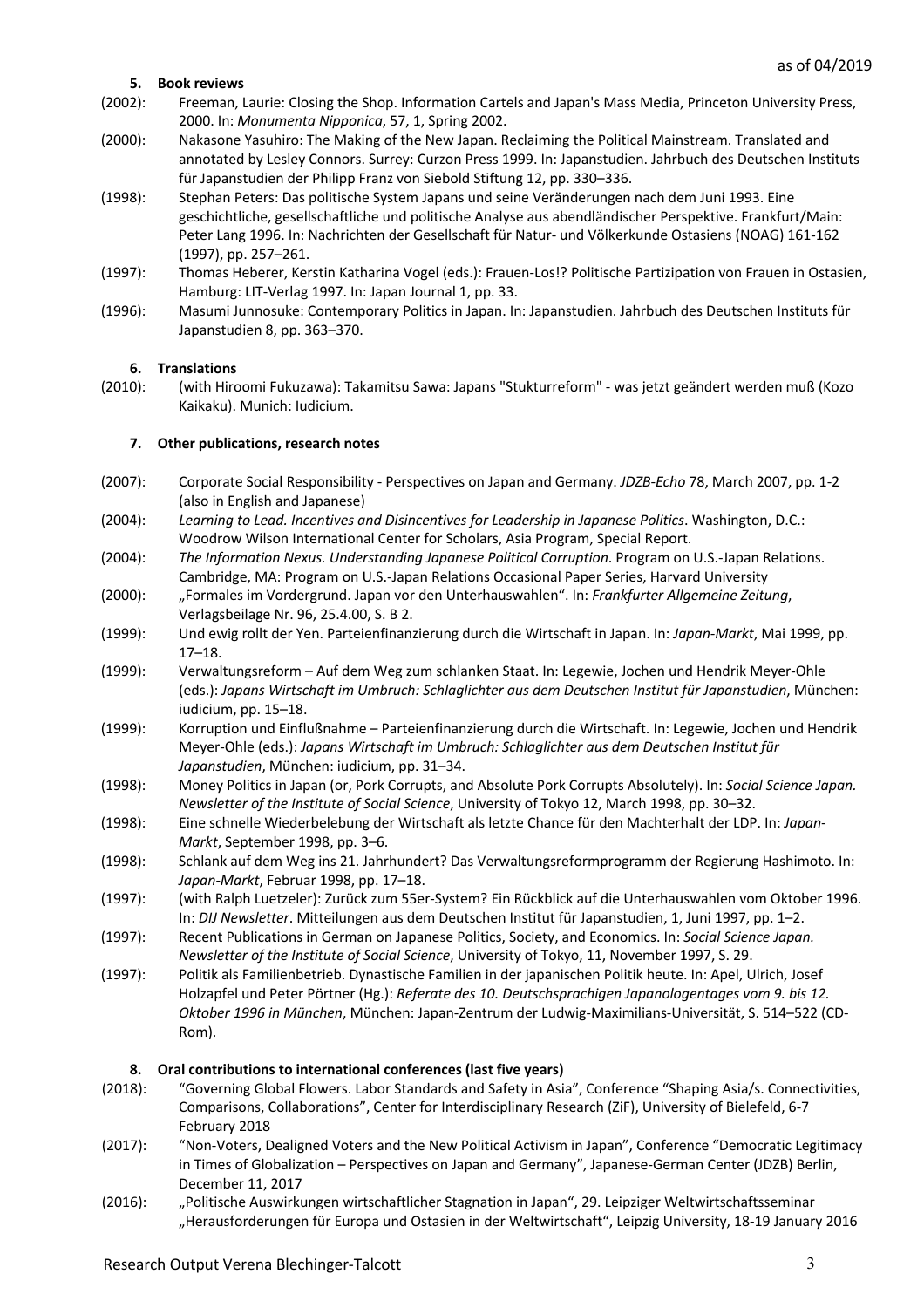as of 04/2019

### 5. Book reviews

(2002): Freeman, Laurie: Closing the Shop. Information Cartels and Japan's Mass Media, Princeton University Press, 2000. In: *Monumenta Nipponica*, 57, 1, Spring 2002.

(2000): Nakasone Yasuhiro: The Making of the New Japan. Reclaiming the Political Mainstream. Translated and annotated by Lesley Connors. Surrey: Curzon Press 1999. In: Japanstudien. Jahrbuch des Deutschen Instituts für Japanstudien der Philipp Franz von Siebold Stiftung 12, pp. 330–336.

(1998): Stephan Peters: Das politische System Japans und seine Veränderungen nach dem Juni 1993. Eine geschichtliche, gesellschaftliche und politische Analyse aus abendländischer Perspektive. Frankfurt/Main: Peter Lang 1996. In: Nachrichten der Gesellschaft für Natur- und Völkerkunde Ostasiens (NOAG) 161-162 (1997), pp. 257–261.

(1997): Thomas Heberer, Kerstin Katharina Vogel (eds.): Frauen-Los!? Politische Partizipation von Frauen in Ostasien, Hamburg: LIT-Verlag 1997. In: Japan Journal 1, pp. 33.

(1996): Masumi Junnosuke: Contemporary Politics in Japan. In: Japanstudien. Jahrbuch des Deutschen Instituts für Japanstudien 8, pp. 363–370.

### 6. Translations

(2010): (with Hiroomi Fukuzawa): Takamitsu Sawa: Japans "Stukturreform" - was jetzt geändert werden muß (Kozo Kaikaku). Munich: Iudicium.

### 7. Other publications, research notes

(2007): Corporate Social Responsibility - Perspectives on Japan and Germany. *JDZB-Echo* 78, March 2007, pp. 1-2 (also in English and Japanese)

(2004): *Learning to Lead. Incentives and Disincentives for Leadership in Japanese Politics*. Washington, D.C.: Woodrow Wilson International Center for Scholars, Asia Program, Special Report.

(2004): *The Information Nexus. Understanding Japanese Political Corruption*. Program on U.S.-Japan Relations. Cambridge, MA: Program on U.S.-Japan Relations Occasional Paper Series, Harvard University

(2000): „Formales im Vordergrund. Japan vor den Unterhauswahlen". In: *Frankfurter Allgemeine Zeitung*, Verlagsbeilage Nr. 96, 25.4.00, S. B 2.

(1999): Und ewig rollt der Yen. Parteienfinanzierung durch die Wirtschaft in Japan. In: *Japan-Markt*, Mai 1999, pp. 17–18.

(1999): Verwaltungsreform – Auf dem Weg zum schlanken Staat. In: Legewie, Jochen und Hendrik Meyer-Ohle (eds.): *Japans Wirtschaft im Umbruch: Schlaglichter aus dem Deutschen Institut für Japanstudien*, München: iudicium, pp. 15–18.

(1999): Korruption und Einflußnahme – Parteienfinanzierung durch die Wirtschaft. In: Legewie, Jochen und Hendrik Meyer-Ohle (eds.): *Japans Wirtschaft im Umbruch: Schlaglichter aus dem Deutschen Institut für Japanstudien*, München: iudicium, pp. 31–34.

(1998): Money Politics in Japan (or, Pork Corrupts, and Absolute Pork Corrupts Absolutely). In: *Social Science Japan. Newsletter of the Institute of Social Science*, University of Tokyo 12, March 1998, pp. 30–32.

(1998): Eine schnelle Wiederbelebung der Wirtschaft als letzte Chance für den Machterhalt der LDP. In: *Japan-Markt*, September 1998, pp. 3–6.

(1998): Schlank auf dem Weg ins 21. Jahrhundert? Das Verwaltungsreformprogramm der Regierung Hashimoto. In: *Japan-Markt*, Februar 1998, pp. 17–18.

(1997): (with Ralph Luetzeler): Zurück zum 55er-System? Ein Rückblick auf die Unterhauswahlen vom Oktober 1996. In: *DIJ Newsletter*. Mitteilungen aus dem Deutschen Institut für Japanstudien, 1, Juni 1997, pp. 1–2.

(1997): Recent Publications in German on Japanese Politics, Society, and Economics. In: *Social Science Japan. Newsletter of the Institute of Social Science*, University of Tokyo, 11, November 1997, S. 29.

(1997): Politik als Familienbetrieb. Dynastische Familien in der japanischen Politik heute. In: Apel, Ulrich, Josef Holzapfel und Peter Pörtner (Hg.): *Referate des 10. Deutschsprachigen Japanologentages vom 9. bis 12. Oktober 1996 in München*, München: Japan-Zentrum der Ludwig-Maximilians-Universität, S. 514–522 (CD-Rom).

### 8. Oral contributions to international conferences (last five years)

(2018): "Governing Global Flowers. Labor Standards and Safety in Asia", Conference "Shaping Asia/s. Connectivities, Comparisons, Collaborations", Center for Interdisciplinary Research (ZiF), University of Bielefeld, 6-7 February 2018

(2017): "Non-Voters, Dealigned Voters and the New Political Activism in Japan", Conference "Democratic Legitimacy in Times of Globalization – Perspectives on Japan and Germany", Japanese-German Center (JDZB) Berlin, December 11, 2017

(2016): „Politische Auswirkungen wirtschaftlicher Stagnation in Japan", 29. Leipziger Weltwirtschaftsseminar „Herausforderungen für Europa und Ostasien in der Weltwirtschaft", Leipzig University, 18-19 January 2016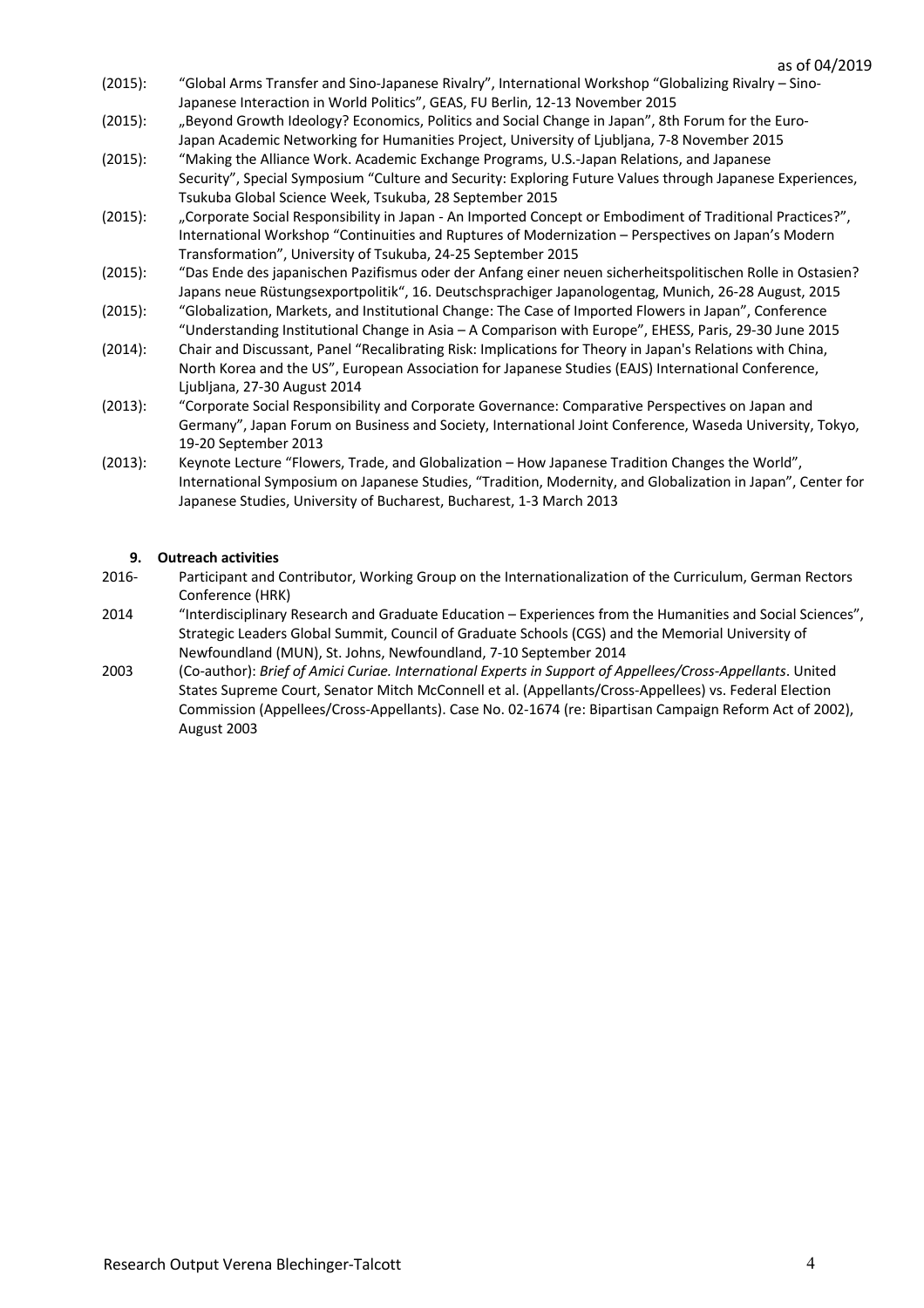(2015): “Global Arms Transfer and Sino-Japanese Rivalry”, International Workshop “Globalizing Rivalry – Sino-Japanese Interaction in World Politics”, GEAS, FU Berlin, 12-13 November 2015

(2015): „Beyond Growth Ideology? Economics, Politics and Social Change in Japan”, 8th Forum for the Euro-Japan Academic Networking for Humanities Project, University of Ljubljana, 7-8 November 2015

(2015): “Making the Alliance Work. Academic Exchange Programs, U.S.-Japan Relations, and Japanese Security”, Special Symposium “Culture and Security: Exploring Future Values through Japanese Experiences, Tsukuba Global Science Week, Tsukuba, 28 September 2015

(2015): „Corporate Social Responsibility in Japan - An Imported Concept or Embodiment of Traditional Practices?”, International Workshop “Continuities and Ruptures of Modernization – Perspectives on Japan’s Modern Transformation”, University of Tsukuba, 24-25 September 2015

(2015): “Das Ende des japanischen Pazifismus oder der Anfang einer neuen sicherheitspolitischen Rolle in Ostasien? Japans neue Rüstungsexportpolitik“, 16. Deutschsprachiger Japanologentag, Munich, 26-28 August, 2015

(2015): “Globalization, Markets, and Institutional Change: The Case of Imported Flowers in Japan”, Conference “Understanding Institutional Change in Asia – A Comparison with Europe”, EHESS, Paris, 29-30 June 2015

(2014): Chair and Discussant, Panel “Recalibrating Risk: Implications for Theory in Japan's Relations with China, North Korea and the US”, European Association for Japanese Studies (EAJS) International Conference, Ljubljana, 27-30 August 2014

(2013): “Corporate Social Responsibility and Corporate Governance: Comparative Perspectives on Japan and Germany”, Japan Forum on Business and Society, International Joint Conference, Waseda University, Tokyo, 19-20 September 2013

(2013): Keynote Lecture “Flowers, Trade, and Globalization – How Japanese Tradition Changes the World”, International Symposium on Japanese Studies, “Tradition, Modernity, and Globalization in Japan”, Center for Japanese Studies, University of Bucharest, Bucharest, 1-3 March 2013

## 9. Outreach activities

2016- Participant and Contributor, Working Group on the Internationalization of the Curriculum, German Rectors Conference (HRK)

2014 “Interdisciplinary Research and Graduate Education – Experiences from the Humanities and Social Sciences”, Strategic Leaders Global Summit, Council of Graduate Schools (CGS) and the Memorial University of Newfoundland (MUN), St. Johns, Newfoundland, 7-10 September 2014

2003 (Co-author): *Brief of Amici Curiae. International Experts in Support of Appellees/Cross-Appellants*. United States Supreme Court, Senator Mitch McConnell et al. (Appellants/Cross-Appellees) vs. Federal Election Commission (Appellees/Cross-Appellants). Case No. 02-1674 (re: Bipartisan Campaign Reform Act of 2002), August 2003